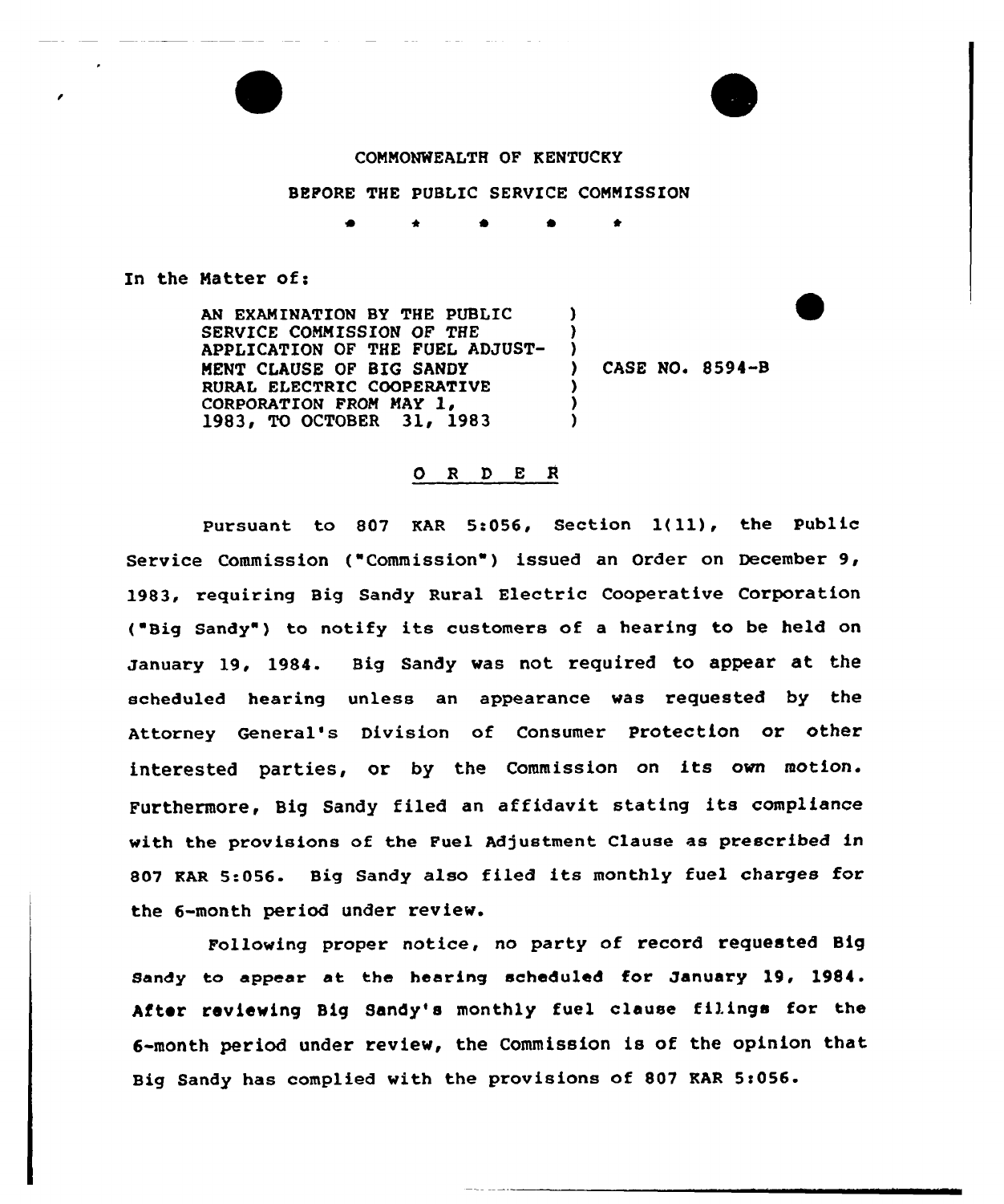COMMONWEALTH OF KENTUCKY

BEFORE THE PUBLIC SERVICE COMMISSION

\* \* \* \* \*

In the Matter of:

| | | |
|---|---|---|
| AN EXAMINATION BY THE PUBLIC SERVICE COMMISSION OF THE APPLICATION OF THE FUEL ADJUSTMENT CLAUSE OF BIG SANDY RURAL ELECTRIC COOPERATIVE CORPORATION FROM MAY 1, 1983, TO OCTOBER 31, 1983 | ) | CASE NO. 8594-B |

## O R D E R

Pursuant to 807 KAR 5:056, Section 1(11), the Public Service Commission ("Commission") issued an Order on December 9, 1983, requiring Big Sandy Rural Electric Cooperative Corporation ("Big Sandy") to notify its customers of a hearing to be held on January 19, 1984. Big Sandy was not required to appear at the scheduled hearing unless an appearance was requested by the Attorney General's Division of Consumer Protection or other interested parties, or by the Commission on its own motion. Furthermore, Big Sandy filed an affidavit stating its compliance with the provisions of the Fuel Adjustment Clause as prescribed in 807 KAR 5:056. Big Sandy also filed its monthly fuel charges for the 6-month period under review.

Following proper notice, no party of record requested Big Sandy to appear at the hearing scheduled for January 19, 1984. After reviewing Big Sandy's monthly fuel clause filings for the 6-month period under review, the Commission is of the opinion that Big Sandy has complied with the provisions of 807 KAR 5:056.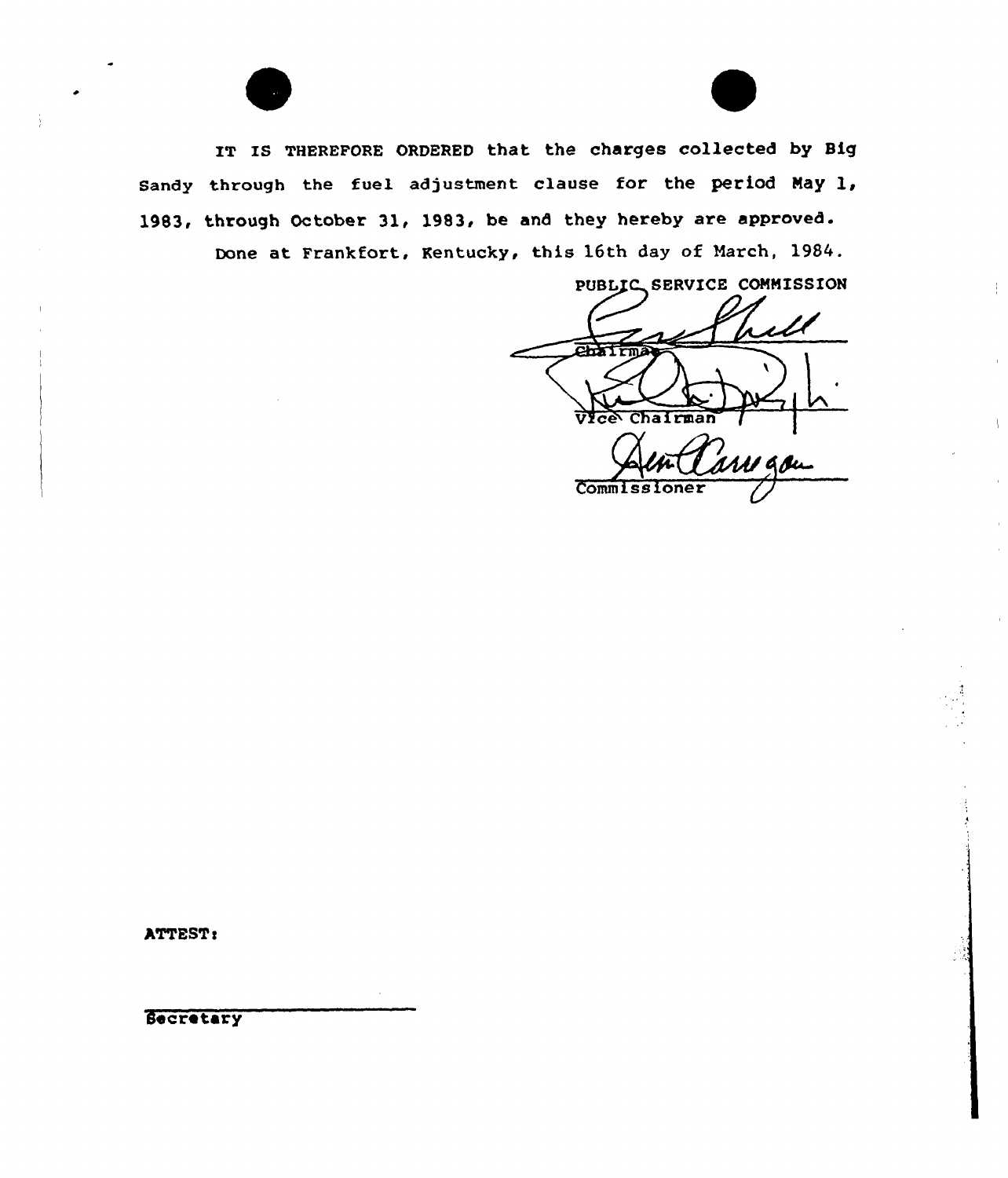IT IS THEREFORE ORDERED that the charges collected by Big Sandy through the fuel adjustment clause for the period May 1, 1983, through October 31, 1983, be and they hereby are approved.

Done at Frankfort, Kentucky, this 16th day of March, 1984.

PUBLIC SERVICE COMMISSION

Chairman

Vice Chairman

Commissioner

ATTEST:

Secretary